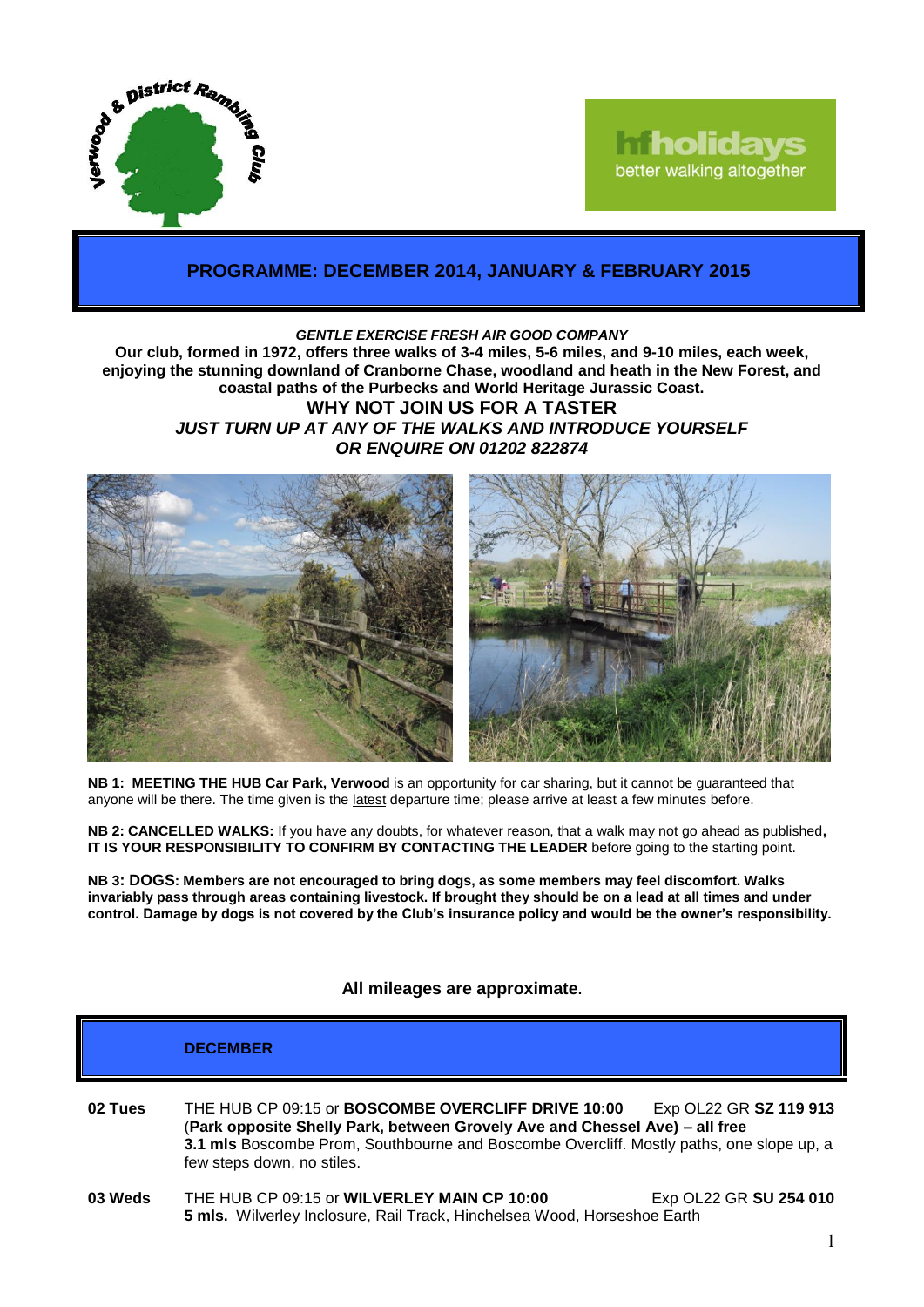Verwood & District Rambling Club

hfholidays
better walking altogether

## PROGRAMME: DECEMBER 2014, JANUARY & FEBRUARY 2015

***GENTLE EXERCISE FRESH AIR GOOD COMPANY***

**Our club, formed in 1972, offers three walks of 3-4 miles, 5-6 miles, and 9-10 miles, each week, enjoying the stunning downland of Cranborne Chase, woodland and heath in the New Forest, and coastal paths of the Purbecks and World Heritage Jurassic Coast.**

**WHY NOT JOIN US FOR A TASTER**

***JUST TURN UP AT ANY OF THE WALKS AND INTRODUCE YOURSELF***

***OR ENQUIRE ON 01202 822874***

**NB 1: MEETING THE HUB Car Park, Verwood** is an opportunity for car sharing, but it cannot be guaranteed that anyone will be there. The time given is the latest departure time; please arrive at least a few minutes before.

**NB 2: CANCELLED WALKS:** If you have any doubts, for whatever reason, that a walk may not go ahead as published**, IT IS YOUR RESPONSIBILITY TO CONFIRM BY CONTACTING THE LEADER** before going to the starting point.

**NB 3: DOGS: Members are not encouraged to bring dogs, as some members may feel discomfort. Walks invariably pass through areas containing livestock. If brought they should be on a lead at all times and under control. Damage by dogs is not covered by the Club's insurance policy and would be the owner's responsibility.**

**All mileages are approximate.**

## DECEMBER

**02 Tues** THE HUB CP 09:15 or **BOSCOMBE OVERCLIFF DRIVE 10:00** Exp OL22 GR **SZ 119 913**
(**Park opposite Shelly Park, between Grovely Ave and Chessel Ave) – all free**
**3.1 mls** Boscombe Prom, Southbourne and Boscombe Overcliff. Mostly paths, one slope up, a few steps down, no stiles.

**03 Weds** THE HUB CP 09:15 or **WILVERLEY MAIN CP 10:00** Exp OL22 GR **SU 254 010**
**5 mls.** Wilverley Inclosure, Rail Track, Hinchelsea Wood, Horseshoe Earth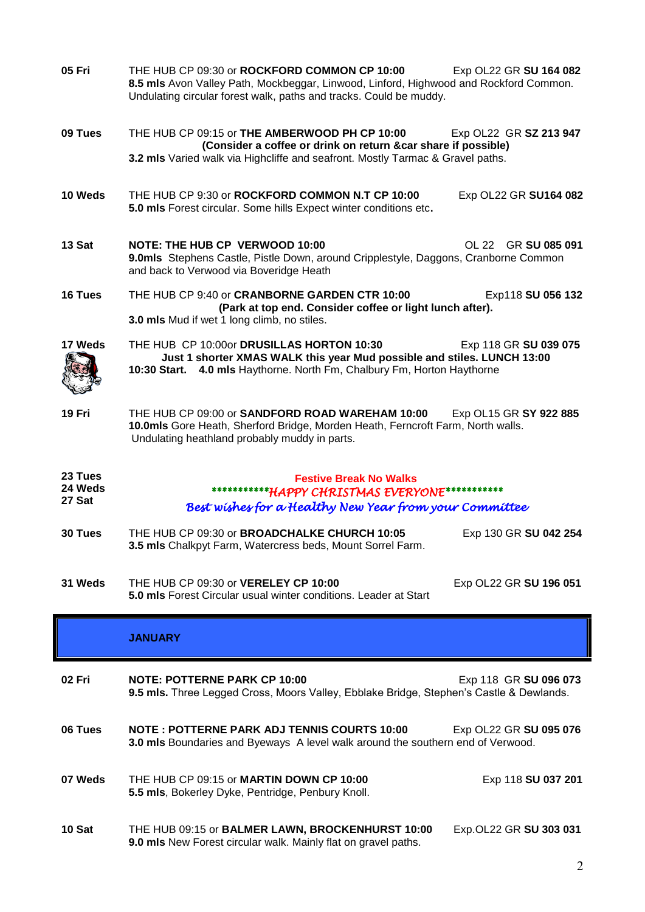**05 Fri** THE HUB CP 09:30 or **ROCKFORD COMMON CP 10:00** Exp OL22 GR **SU 164 082**
**8.5 mls** Avon Valley Path, Mockbeggar, Linwood, Linford, Highwood and Rockford Common. Undulating circular forest walk, paths and tracks. Could be muddy.

**09 Tues** THE HUB CP 09:15 or **THE AMBERWOOD PH CP 10:00** Exp OL22 GR **SZ 213 947**
**(Consider a coffee or drink on return &car share if possible)**
**3.2 mls** Varied walk via Highcliffe and seafront. Mostly Tarmac & Gravel paths.

**10 Weds** THE HUB CP 9:30 or **ROCKFORD COMMON N.T CP 10:00** Exp OL22 GR **SU164 082**
**5.0 mls** Forest circular. Some hills Expect winter conditions etc**.**

**13 Sat** **NOTE: THE HUB CP VERWOOD 10:00** OL 22 GR **SU 085 091**
**9.0mls** Stephens Castle, Pistle Down, around Cripplestyle, Daggons, Cranborne Common and back to Verwood via Boveridge Heath

**16 Tues** THE HUB CP 9:40 or **CRANBORNE GARDEN CTR 10:00** Exp118 **SU 056 132**
**(Park at top end. Consider coffee or light lunch after).**
**3.0 mls** Mud if wet 1 long climb, no stiles.

**17 Weds** THE HUB CP 10:00or **DRUSILLAS HORTON 10:30** Exp 118 GR **SU 039 075**
**Just 1 shorter XMAS WALK this year Mud possible and stiles. LUNCH 13:00**
**10:30 Start.** **4.0 mls** Haythorne. North Fm, Chalbury Fm, Horton Haythorne

**19 Fri** THE HUB CP 09:00 or **SANDFORD ROAD WAREHAM 10:00** Exp OL15 GR **SY 922 885**
**10.0mls** Gore Heath, Sherford Bridge, Morden Heath, Ferncroft Farm, North walls. Undulating heathland probably muddy in parts.

**23 Tues**
**24 Weds**
**27 Sat**

**Festive Break No Walks**
***********HAPPY CHRISTMAS EVERYONE***********
*Best wishes for a Healthy New Year from your Committee*

**30 Tues** THE HUB CP 09:30 or **BROADCHALKE CHURCH 10:05** Exp 130 GR **SU 042 254**
**3.5 mls** Chalkpyt Farm, Watercress beds, Mount Sorrel Farm.

**31 Weds** THE HUB CP 09:30 or **VERELEY CP 10:00** Exp OL22 GR **SU 196 051**
**5.0 mls** Forest Circular usual winter conditions. Leader at Start

## JANUARY

**02 Fri** **NOTE: POTTERNE PARK CP 10:00** Exp 118 GR **SU 096 073**
**9.5 mls.** Three Legged Cross, Moors Valley, Ebblake Bridge, Stephen's Castle & Dewlands.

**06 Tues** **NOTE : POTTERNE PARK ADJ TENNIS COURTS 10:00** Exp OL22 GR **SU 095 076**
**3.0 mls** Boundaries and Byeways A level walk around the southern end of Verwood.

**07 Weds** THE HUB CP 09:15 or **MARTIN DOWN CP 10:00** Exp 118 **SU 037 201**
**5.5 mls**, Bokerley Dyke, Pentridge, Penbury Knoll.

**10 Sat** THE HUB 09:15 or **BALMER LAWN, BROCKENHURST 10:00** Exp.OL22 GR **SU 303 031**
**9.0 mls** New Forest circular walk. Mainly flat on gravel paths.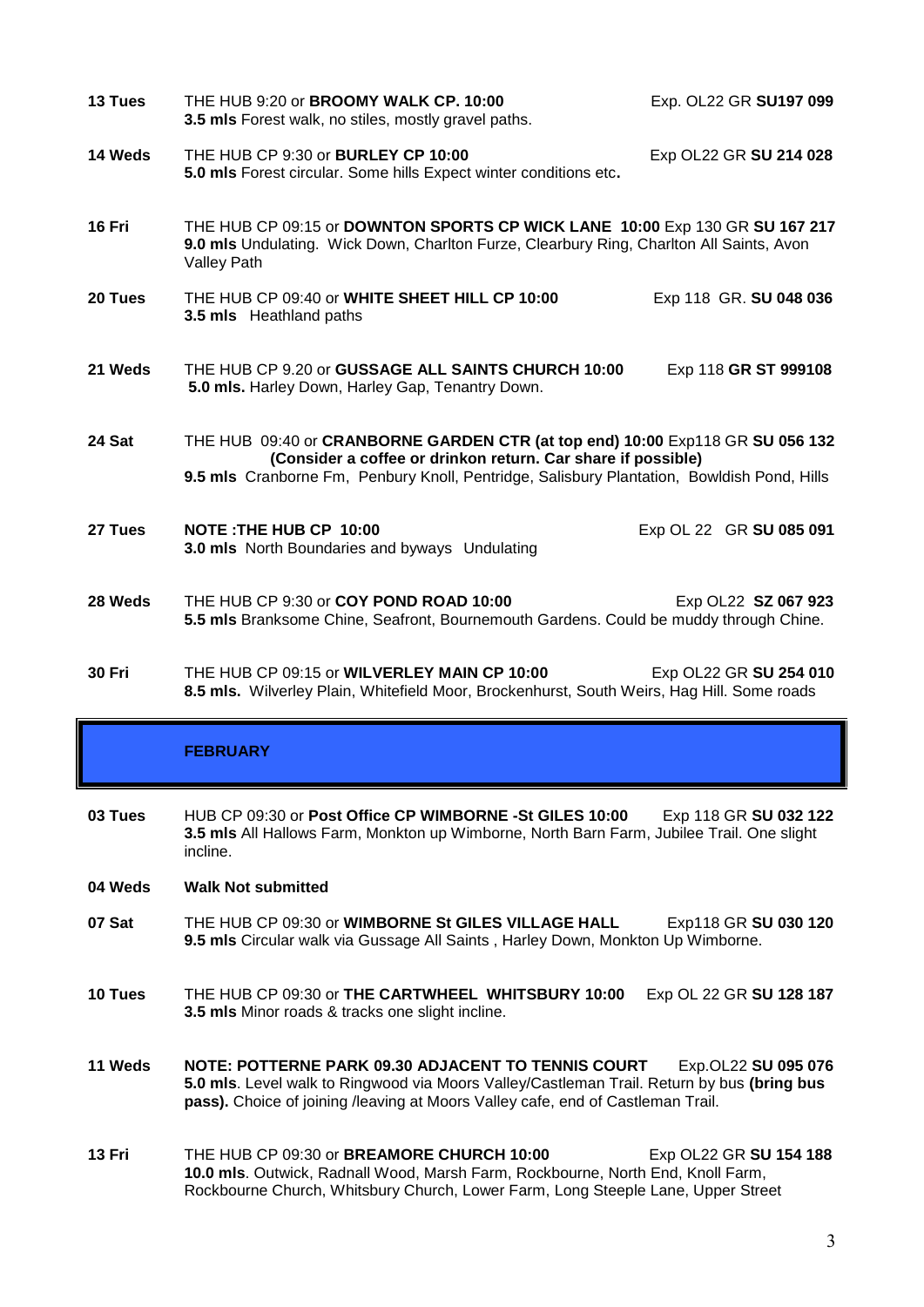**13 Tues** THE HUB 9:20 or **BROOMY WALK CP. 10:00** Exp. OL22 GR **SU197 099**
**3.5 mls** Forest walk, no stiles, mostly gravel paths.

**14 Weds** THE HUB CP 9:30 or **BURLEY CP 10:00** Exp OL22 GR **SU 214 028**
**5.0 mls** Forest circular. Some hills Expect winter conditions etc**.**

**16 Fri** THE HUB CP 09:15 or **DOWNTON SPORTS CP WICK LANE 10:00** Exp 130 GR **SU 167 217**
**9.0 mls** Undulating. Wick Down, Charlton Furze, Clearbury Ring, Charlton All Saints, Avon Valley Path

**20 Tues** THE HUB CP 09:40 or **WHITE SHEET HILL CP 10:00** Exp 118 GR. **SU 048 036**
**3.5 mls** Heathland paths

**21 Weds** THE HUB CP 9.20 or **GUSSAGE ALL SAINTS CHURCH 10:00** Exp 118 **GR ST 999108**
**5.0 mls.** Harley Down, Harley Gap, Tenantry Down.

**24 Sat** THE HUB 09:40 or **CRANBORNE GARDEN CTR (at top end) 10:00** Exp118 GR **SU 056 132**
**(Consider a coffee or drinkon return. Car share if possible)**
**9.5 mls** Cranborne Fm, Penbury Knoll, Pentridge, Salisbury Plantation, Bowldish Pond, Hills

**27 Tues** **NOTE :THE HUB CP 10:00** Exp OL 22 GR **SU 085 091**
**3.0 mls** North Boundaries and byways Undulating

**28 Weds** THE HUB CP 9:30 or **COY POND ROAD 10:00** Exp OL22 **SZ 067 923**
**5.5 mls** Branksome Chine, Seafront, Bournemouth Gardens. Could be muddy through Chine.

**30 Fri** THE HUB CP 09:15 or **WILVERLEY MAIN CP 10:00** Exp OL22 GR **SU 254 010**
**8.5 mls.** Wilverley Plain, Whitefield Moor, Brockenhurst, South Weirs, Hag Hill. Some roads

## FEBRUARY

**03 Tues** HUB CP 09:30 or **Post Office CP WIMBORNE -St GILES 10:00** Exp 118 GR **SU 032 122**
**3.5 mls** All Hallows Farm, Monkton up Wimborne, North Barn Farm, Jubilee Trail. One slight incline.

**04 Weds** **Walk Not submitted**

**07 Sat** THE HUB CP 09:30 or **WIMBORNE St GILES VILLAGE HALL** Exp118 GR **SU 030 120**
**9.5 mls** Circular walk via Gussage All Saints , Harley Down, Monkton Up Wimborne.

**10 Tues** THE HUB CP 09:30 or **THE CARTWHEEL WHITSBURY 10:00** Exp OL 22 GR **SU 128 187**
**3.5 mls** Minor roads & tracks one slight incline.

**11 Weds** **NOTE: POTTERNE PARK 09.30 ADJACENT TO TENNIS COURT** Exp.OL22 **SU 095 076**
**5.0 mls**. Level walk to Ringwood via Moors Valley/Castleman Trail. Return by bus **(bring bus pass).** Choice of joining /leaving at Moors Valley cafe, end of Castleman Trail.

**13 Fri** THE HUB CP 09:30 or **BREAMORE CHURCH 10:00** Exp OL22 GR **SU 154 188**
**10.0 mls**. Outwick, Radnall Wood, Marsh Farm, Rockbourne, North End, Knoll Farm, Rockbourne Church, Whitsbury Church, Lower Farm, Long Steeple Lane, Upper Street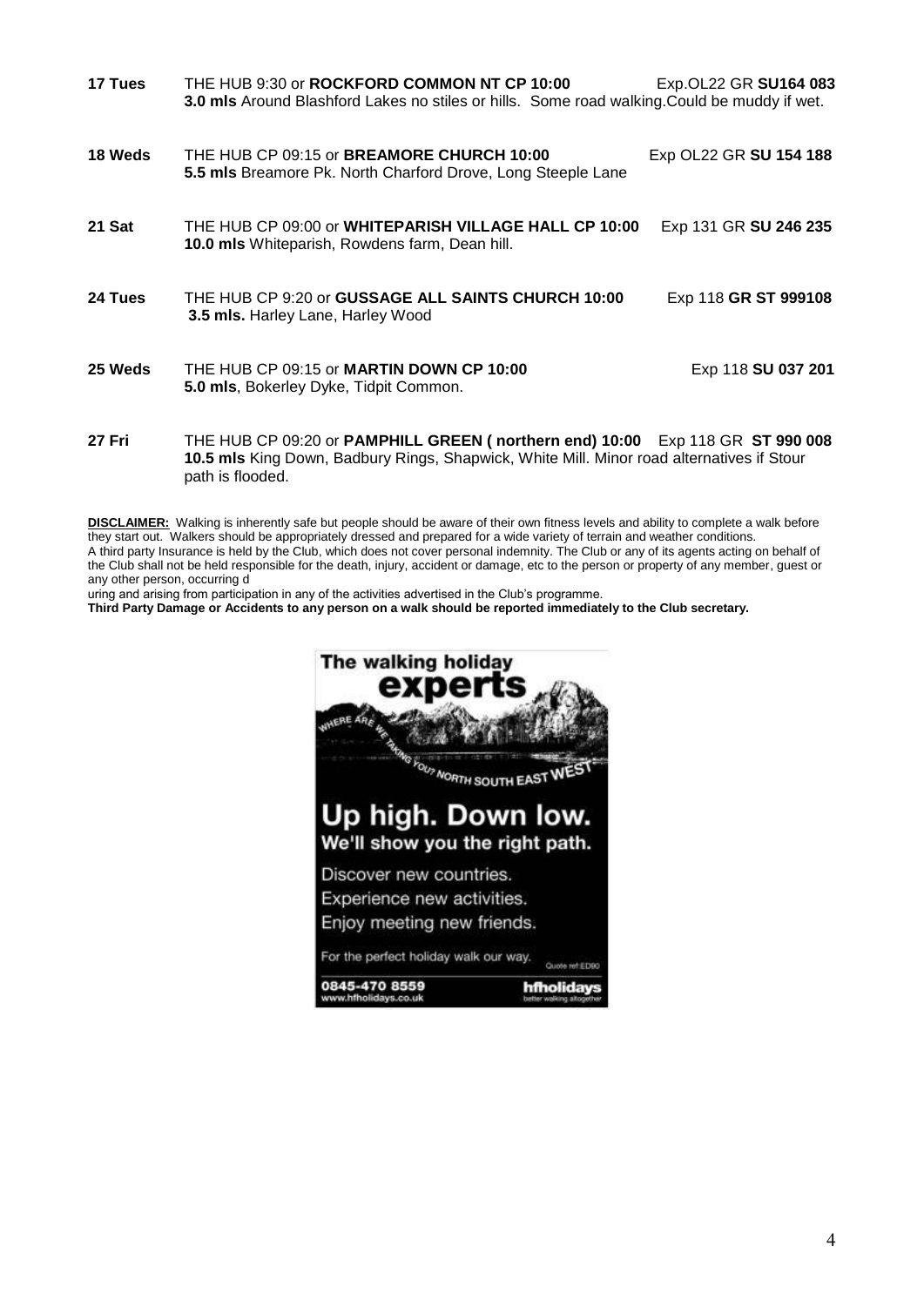**17 Tues** THE HUB 9:30 or **ROCKFORD COMMON NT CP 10:00** Exp.OL22 GR **SU164 083**
**3.0 mls** Around Blashford Lakes no stiles or hills. Some road walking.Could be muddy if wet.

**18 Weds** THE HUB CP 09:15 or **BREAMORE CHURCH 10:00** Exp OL22 GR **SU 154 188**
**5.5 mls** Breamore Pk. North Charford Drove, Long Steeple Lane

**21 Sat** THE HUB CP 09:00 or **WHITEPARISH VILLAGE HALL CP 10:00** Exp 131 GR **SU 246 235**
**10.0 mls** Whiteparish, Rowdens farm, Dean hill.

**24 Tues** THE HUB CP 9:20 or **GUSSAGE ALL SAINTS CHURCH 10:00** Exp 118 **GR ST 999108**
**3.5 mls.** Harley Lane, Harley Wood

**25 Weds** THE HUB CP 09:15 or **MARTIN DOWN CP 10:00** Exp 118 **SU 037 201**
**5.0 mls**, Bokerley Dyke, Tidpit Common.

**27 Fri** THE HUB CP 09:20 or **PAMPHILL GREEN ( northern end) 10:00** Exp 118 GR **ST 990 008**
**10.5 mls** King Down, Badbury Rings, Shapwick, White Mill. Minor road alternatives if Stour path is flooded.

**DISCLAIMER:** Walking is inherently safe but people should be aware of their own fitness levels and ability to complete a walk before they start out. Walkers should be appropriately dressed and prepared for a wide variety of terrain and weather conditions.
A third party Insurance is held by the Club, which does not cover personal indemnity. The Club or any of its agents acting on behalf of the Club shall not be held responsible for the death, injury, accident or damage, etc to the person or property of any member, guest or any other person, occurring d
uring and arising from participation in any of the activities advertised in the Club's programme.
**Third Party Damage or Accidents to any person on a walk should be reported immediately to the Club secretary.**

The walking holiday experts

WHERE ARE WE TAKING YOU? NORTH SOUTH EAST WEST

Up high. Down low.
We'll show you the right path.

Discover new countries.
Experience new activities.
Enjoy meeting new friends.

For the perfect holiday walk our way. Quote ref:ED90

0845-470 8559
www.hfholidays.co.uk

hfholidays
better walking altogether